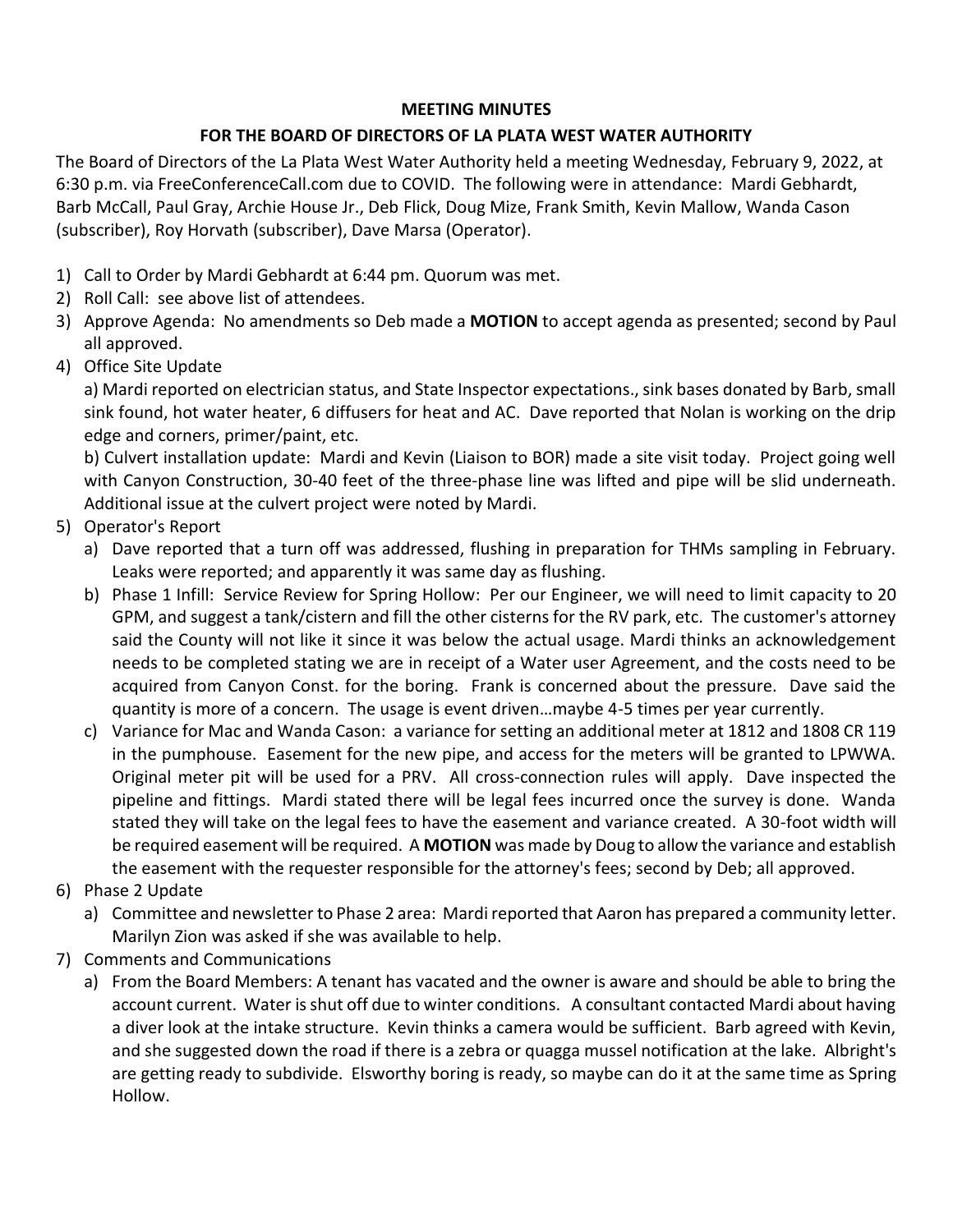**MEETING MINUTES**

**FOR THE BOARD OF DIRECTORS OF LA PLATA WEST WATER AUTHORITY**

The Board of Directors of the La Plata West Water Authority held a meeting Wednesday, February 9, 2022, at 6:30 p.m. via FreeConferenceCall.com due to COVID. The following were in attendance: Mardi Gebhardt, Barb McCall, Paul Gray, Archie House Jr., Deb Flick, Doug Mize, Frank Smith, Kevin Mallow, Wanda Cason (subscriber), Roy Horvath (subscriber), Dave Marsa (Operator).

1) Call to Order by Mardi Gebhardt at 6:44 pm. Quorum was met.
2) Roll Call: see above list of attendees.
3) Approve Agenda: No amendments so Deb made a **MOTION** to accept agenda as presented; second by Paul all approved.
4) Office Site Update

   a) Mardi reported on electrician status, and State Inspector expectations., sink bases donated by Barb, small sink found, hot water heater, 6 diffusers for heat and AC. Dave reported that Nolan is working on the drip edge and corners, primer/paint, etc.

   b) Culvert installation update: Mardi and Kevin (Liaison to BOR) made a site visit today. Project going well with Canyon Construction, 30-40 feet of the three-phase line was lifted and pipe will be slid underneath. Additional issue at the culvert project were noted by Mardi.
5) Operator's Report
   a) Dave reported that a turn off was addressed, flushing in preparation for THMs sampling in February. Leaks were reported; and apparently it was same day as flushing.
   b) Phase 1 Infill: Service Review for Spring Hollow: Per our Engineer, we will need to limit capacity to 20 GPM, and suggest a tank/cistern and fill the other cisterns for the RV park, etc. The customer's attorney said the County will not like it since it was below the actual usage. Mardi thinks an acknowledgement needs to be completed stating we are in receipt of a Water user Agreement, and the costs need to be acquired from Canyon Const. for the boring. Frank is concerned about the pressure. Dave said the quantity is more of a concern. The usage is event driven…maybe 4-5 times per year currently.
   c) Variance for Mac and Wanda Cason: a variance for setting an additional meter at 1812 and 1808 CR 119 in the pumphouse. Easement for the new pipe, and access for the meters will be granted to LPWWA. Original meter pit will be used for a PRV. All cross-connection rules will apply. Dave inspected the pipeline and fittings. Mardi stated there will be legal fees incurred once the survey is done. Wanda stated they will take on the legal fees to have the easement and variance created. A 30-foot width will be required easement will be required. A **MOTION** was made by Doug to allow the variance and establish the easement with the requester responsible for the attorney's fees; second by Deb; all approved.
6) Phase 2 Update
   a) Committee and newsletter to Phase 2 area: Mardi reported that Aaron has prepared a community letter. Marilyn Zion was asked if she was available to help.
7) Comments and Communications
   a) From the Board Members: A tenant has vacated and the owner is aware and should be able to bring the account current. Water is shut off due to winter conditions. A consultant contacted Mardi about having a diver look at the intake structure. Kevin thinks a camera would be sufficient. Barb agreed with Kevin, and she suggested down the road if there is a zebra or quagga mussel notification at the lake. Albright's are getting ready to subdivide. Elsworthy boring is ready, so maybe can do it at the same time as Spring Hollow.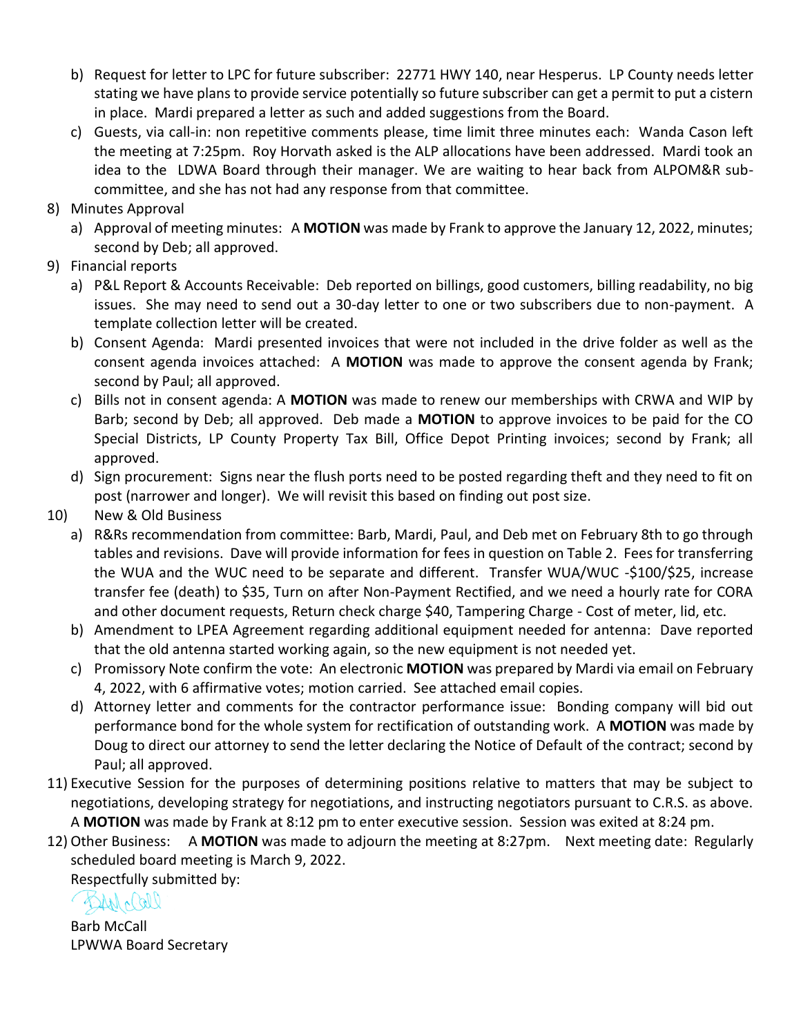b) Request for letter to LPC for future subscriber: 22771 HWY 140, near Hesperus. LP County needs letter stating we have plans to provide service potentially so future subscriber can get a permit to put a cistern in place. Mardi prepared a letter as such and added suggestions from the Board.

c) Guests, via call-in: non repetitive comments please, time limit three minutes each: Wanda Cason left the meeting at 7:25pm. Roy Horvath asked is the ALP allocations have been addressed. Mardi took an idea to the LDWA Board through their manager. We are waiting to hear back from ALPOM&R sub-committee, and she has not had any response from that committee.

8) Minutes Approval
   a) Approval of meeting minutes: A **MOTION** was made by Frank to approve the January 12, 2022, minutes; second by Deb; all approved.

9) Financial reports
   a) P&L Report & Accounts Receivable: Deb reported on billings, good customers, billing readability, no big issues. She may need to send out a 30-day letter to one or two subscribers due to non-payment. A template collection letter will be created.
   b) Consent Agenda: Mardi presented invoices that were not included in the drive folder as well as the consent agenda invoices attached: A **MOTION** was made to approve the consent agenda by Frank; second by Paul; all approved.
   c) Bills not in consent agenda: A **MOTION** was made to renew our memberships with CRWA and WIP by Barb; second by Deb; all approved. Deb made a **MOTION** to approve invoices to be paid for the CO Special Districts, LP County Property Tax Bill, Office Depot Printing invoices; second by Frank; all approved.
   d) Sign procurement: Signs near the flush ports need to be posted regarding theft and they need to fit on post (narrower and longer). We will revisit this based on finding out post size.

10) New & Old Business
   a) R&Rs recommendation from committee: Barb, Mardi, Paul, and Deb met on February 8th to go through tables and revisions. Dave will provide information for fees in question on Table 2. Fees for transferring the WUA and the WUC need to be separate and different. Transfer WUA/WUC -$100/$25, increase transfer fee (death) to $35, Turn on after Non-Payment Rectified, and we need a hourly rate for CORA and other document requests, Return check charge $40, Tampering Charge - Cost of meter, lid, etc.
   b) Amendment to LPEA Agreement regarding additional equipment needed for antenna: Dave reported that the old antenna started working again, so the new equipment is not needed yet.
   c) Promissory Note confirm the vote: An electronic **MOTION** was prepared by Mardi via email on February 4, 2022, with 6 affirmative votes; motion carried. See attached email copies.
   d) Attorney letter and comments for the contractor performance issue: Bonding company will bid out performance bond for the whole system for rectification of outstanding work. A **MOTION** was made by Doug to direct our attorney to send the letter declaring the Notice of Default of the contract; second by Paul; all approved.

11) Executive Session for the purposes of determining positions relative to matters that may be subject to negotiations, developing strategy for negotiations, and instructing negotiators pursuant to C.R.S. as above. A **MOTION** was made by Frank at 8:12 pm to enter executive session. Session was exited at 8:24 pm.

12) Other Business: A **MOTION** was made to adjourn the meeting at 8:27pm. Next meeting date: Regularly scheduled board meeting is March 9, 2022.

Respectfully submitted by:

Barb McCall
LPWWA Board Secretary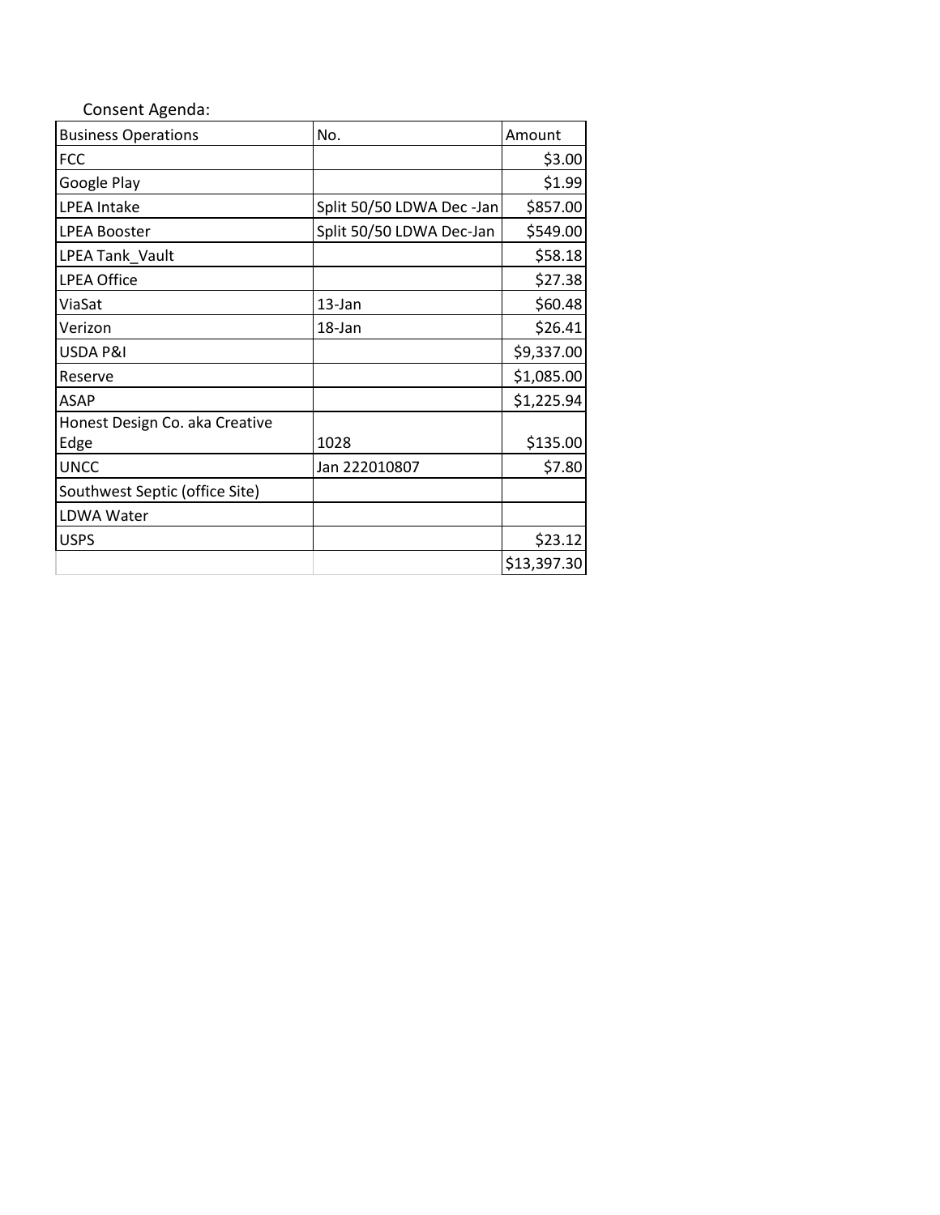Consent Agenda:

| Business Operations | No. | Amount |
| --- | --- | --- |
| FCC | | $3.00 |
| Google Play | | $1.99 |
| LPEA Intake | Split 50/50 LDWA Dec -Jan | $857.00 |
| LPEA Booster | Split 50/50 LDWA Dec-Jan | $549.00 |
| LPEA Tank_Vault | | $58.18 |
| LPEA Office | | $27.38 |
| ViaSat | 13-Jan | $60.48 |
| Verizon | 18-Jan | $26.41 |
| USDA P&I | | $9,337.00 |
| Reserve | | $1,085.00 |
| ASAP | | $1,225.94 |
| Honest Design Co. aka Creative Edge | 1028 | $135.00 |
| UNCC | Jan 222010807 | $7.80 |
| Southwest Septic (office Site) | | |
| LDWA Water | | |
| USPS | | $23.12 |
| | | $13,397.30 |